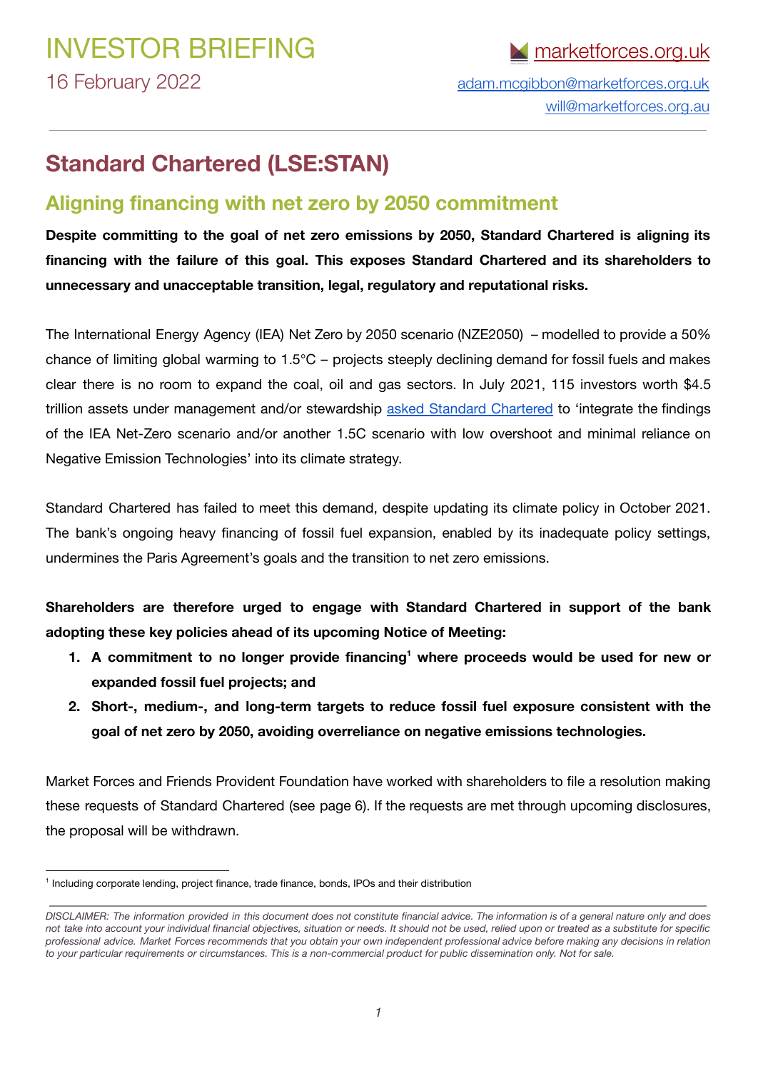# INVESTOR BRIEFING

16 February 2022

marketforces.org.uk

adam.mcgibbon@marketforces.org.uk

will@marketforces.org.au

## Standard Chartered (LSE:STAN)

### Aligning financing with net zero by 2050 commitment

**Despite committing to the goal of net zero emissions by 2050, Standard Chartered is aligning its financing with the failure of this goal. This exposes Standard Chartered and its shareholders to unnecessary and unacceptable transition, legal, regulatory and reputational risks.**

The International Energy Agency (IEA) Net Zero by 2050 scenario (NZE2050) – modelled to provide a 50% chance of limiting global warming to 1.5°C – projects steeply declining demand for fossil fuels and makes clear there is no room to expand the coal, oil and gas sectors. In July 2021, 115 investors worth $4.5 trillion assets under management and/or stewardship asked Standard Chartered to 'integrate the findings of the IEA Net-Zero scenario and/or another 1.5C scenario with low overshoot and minimal reliance on Negative Emission Technologies' into its climate strategy.

Standard Chartered has failed to meet this demand, despite updating its climate policy in October 2021. The bank's ongoing heavy financing of fossil fuel expansion, enabled by its inadequate policy settings, undermines the Paris Agreement's goals and the transition to net zero emissions.

**Shareholders are therefore urged to engage with Standard Chartered in support of the bank adopting these key policies ahead of its upcoming Notice of Meeting:**

1. **A commitment to no longer provide financing[1] where proceeds would be used for new or expanded fossil fuel projects; and**
2. **Short-, medium-, and long-term targets to reduce fossil fuel exposure consistent with the goal of net zero by 2050, avoiding overreliance on negative emissions technologies.**

Market Forces and Friends Provident Foundation have worked with shareholders to file a resolution making these requests of Standard Chartered (see page 6). If the requests are met through upcoming disclosures, the proposal will be withdrawn.

[1] Including corporate lending, project finance, trade finance, bonds, IPOs and their distribution

*DISCLAIMER: The information provided in this document does not constitute financial advice. The information is of a general nature only and does not take into account your individual financial objectives, situation or needs. It should not be used, relied upon or treated as a substitute for specific professional advice. Market Forces recommends that you obtain your own independent professional advice before making any decisions in relation to your particular requirements or circumstances. This is a non-commercial product for public dissemination only. Not for sale.*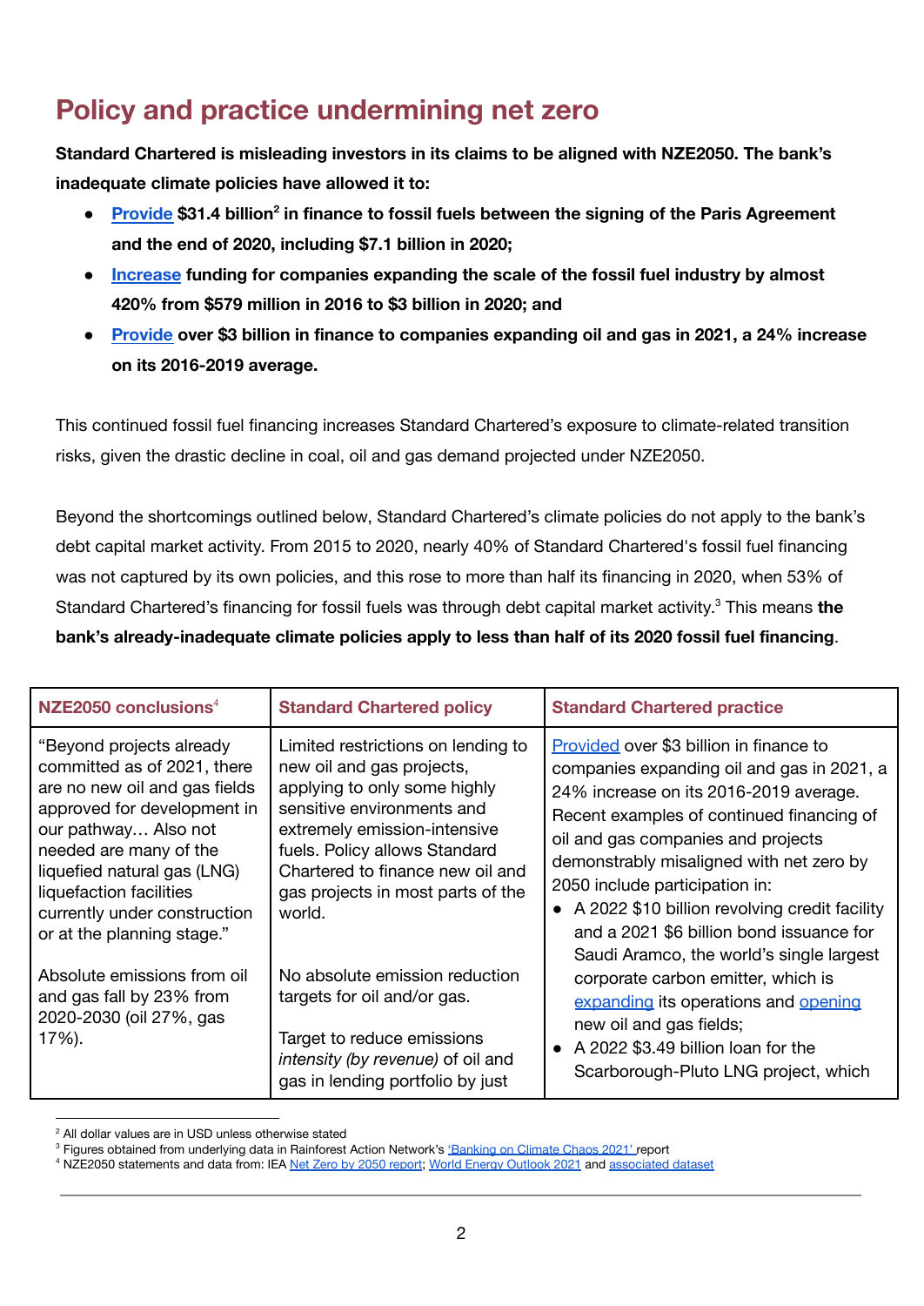# Policy and practice undermining net zero

**Standard Chartered is misleading investors in its claims to be aligned with NZE2050. The bank's inadequate climate policies have allowed it to:**

- **Provide $31.4 billion[2] in finance to fossil fuels between the signing of the Paris Agreement and the end of 2020, including $7.1 billion in 2020;**
- **Increase funding for companies expanding the scale of the fossil fuel industry by almost 420% from $579 million in 2016 to $3 billion in 2020; and**
- **Provide over $3 billion in finance to companies expanding oil and gas in 2021, a 24% increase on its 2016-2019 average.**

This continued fossil fuel financing increases Standard Chartered's exposure to climate-related transition risks, given the drastic decline in coal, oil and gas demand projected under NZE2050.

Beyond the shortcomings outlined below, Standard Chartered's climate policies do not apply to the bank's debt capital market activity. From 2015 to 2020, nearly 40% of Standard Chartered's fossil fuel financing was not captured by its own policies, and this rose to more than half its financing in 2020, when 53% of Standard Chartered's financing for fossil fuels was through debt capital market activity.[3] This means **the bank's already-inadequate climate policies apply to less than half of its 2020 fossil fuel financing**.

| NZE2050 conclusions[4] | Standard Chartered policy | Standard Chartered practice |
|---|---|---|
| "Beyond projects already committed as of 2021, there are no new oil and gas fields approved for development in our pathway… Also not needed are many of the liquefied natural gas (LNG) liquefaction facilities currently under construction or at the planning stage."<br><br>Absolute emissions from oil and gas fall by 23% from 2020-2030 (oil 27%, gas 17%). | Limited restrictions on lending to new oil and gas projects, applying to only some highly sensitive environments and extremely emission-intensive fuels. Policy allows Standard Chartered to finance new oil and gas projects in most parts of the world.<br><br>No absolute emission reduction targets for oil and/or gas.<br><br>Target to reduce emissions *intensity (by revenue)* of oil and gas in lending portfolio by just | Provided over $3 billion in finance to companies expanding oil and gas in 2021, a 24% increase on its 2016-2019 average. Recent examples of continued financing of oil and gas companies and projects demonstrably misaligned with net zero by 2050 include participation in:<br>• A 2022 $10 billion revolving credit facility and a 2021 $6 billion bond issuance for Saudi Aramco, the world's single largest corporate carbon emitter, which is expanding its operations and opening new oil and gas fields;<br>• A 2022 $3.49 billion loan for the Scarborough-Pluto LNG project, which |

[2] All dollar values are in USD unless otherwise stated
[3] Figures obtained from underlying data in Rainforest Action Network's 'Banking on Climate Chaos 2021' report
[4] NZE2050 statements and data from: IEA Net Zero by 2050 report; World Energy Outlook 2021 and associated dataset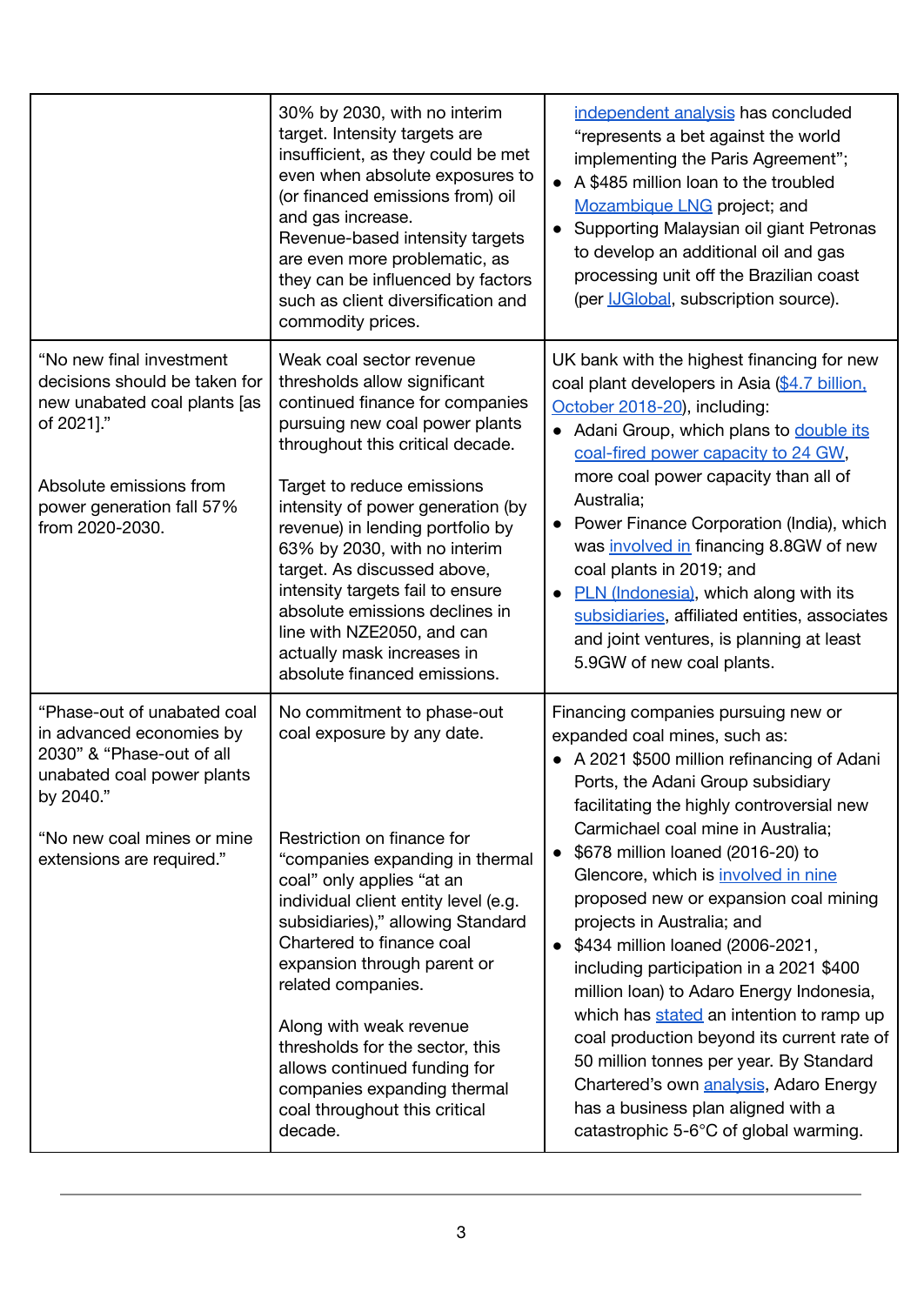| | | |
|---|---|---|
| | 30% by 2030, with no interim target. Intensity targets are insufficient, as they could be met even when absolute exposures to (or financed emissions from) oil and gas increase. Revenue-based intensity targets are even more problematic, as they can be influenced by factors such as client diversification and commodity prices. | independent analysis has concluded "represents a bet against the world implementing the Paris Agreement";<br>• A $485 million loan to the troubled Mozambique LNG project; and<br>• Supporting Malaysian oil giant Petronas to develop an additional oil and gas processing unit off the Brazilian coast (per IJGlobal, subscription source). |
| "No new final investment decisions should be taken for new unabated coal plants [as of 2021]."<br><br>Absolute emissions from power generation fall 57% from 2020-2030. | Weak coal sector revenue thresholds allow significant continued finance for companies pursuing new coal power plants throughout this critical decade.<br><br>Target to reduce emissions intensity of power generation (by revenue) in lending portfolio by 63% by 2030, with no interim target. As discussed above, intensity targets fail to ensure absolute emissions declines in line with NZE2050, and can actually mask increases in absolute financed emissions. | UK bank with the highest financing for new coal plant developers in Asia ($4.7 billion, October 2018-20), including:<br>• Adani Group, which plans to double its coal-fired power capacity to 24 GW, more coal power capacity than all of Australia;<br>• Power Finance Corporation (India), which was involved in financing 8.8GW of new coal plants in 2019; and<br>• PLN (Indonesia), which along with its subsidiaries, affiliated entities, associates and joint ventures, is planning at least 5.9GW of new coal plants. |
| "Phase-out of unabated coal in advanced economies by 2030" & "Phase-out of all unabated coal power plants by 2040."<br><br>"No new coal mines or mine extensions are required." | No commitment to phase-out coal exposure by any date.<br><br>Restriction on finance for "companies expanding in thermal coal" only applies "at an individual client entity level (e.g. subsidiaries)," allowing Standard Chartered to finance coal expansion through parent or related companies.<br><br>Along with weak revenue thresholds for the sector, this allows continued funding for companies expanding thermal coal throughout this critical decade. | Financing companies pursuing new or expanded coal mines, such as:<br>• A 2021 $500 million refinancing of Adani Ports, the Adani Group subsidiary facilitating the highly controversial new Carmichael coal mine in Australia;<br>• $678 million loaned (2016-20) to Glencore, which is involved in nine proposed new or expansion coal mining projects in Australia; and<br>• $434 million loaned (2006-2021, including participation in a 2021 $400 million loan) to Adaro Energy Indonesia, which has stated an intention to ramp up coal production beyond its current rate of 50 million tonnes per year. By Standard Chartered's own analysis, Adaro Energy has a business plan aligned with a catastrophic 5-6°C of global warming. |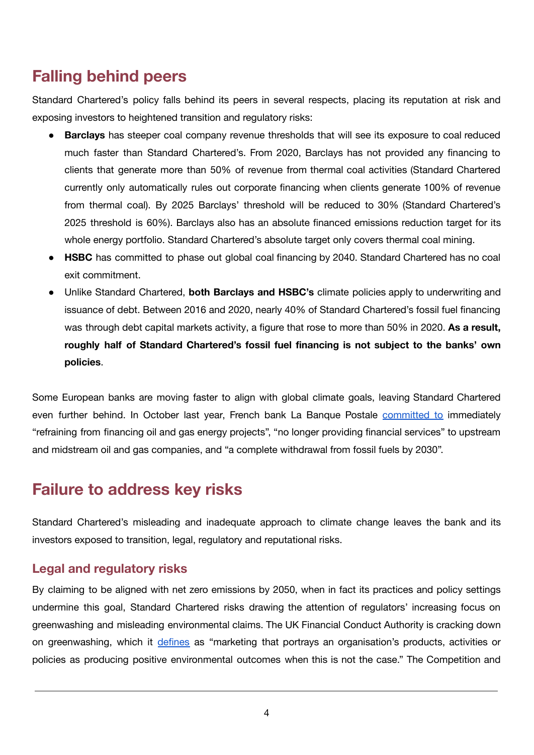## Falling behind peers

Standard Chartered's policy falls behind its peers in several respects, placing its reputation at risk and exposing investors to heightened transition and regulatory risks:

- **Barclays** has steeper coal company revenue thresholds that will see its exposure to coal reduced much faster than Standard Chartered's. From 2020, Barclays has not provided any financing to clients that generate more than 50% of revenue from thermal coal activities (Standard Chartered currently only automatically rules out corporate financing when clients generate 100% of revenue from thermal coal). By 2025 Barclays' threshold will be reduced to 30% (Standard Chartered's 2025 threshold is 60%). Barclays also has an absolute financed emissions reduction target for its whole energy portfolio. Standard Chartered's absolute target only covers thermal coal mining.
- **HSBC** has committed to phase out global coal financing by 2040. Standard Chartered has no coal exit commitment.
- Unlike Standard Chartered, **both Barclays and HSBC's** climate policies apply to underwriting and issuance of debt. Between 2016 and 2020, nearly 40% of Standard Chartered's fossil fuel financing was through debt capital markets activity, a figure that rose to more than 50% in 2020. **As a result, roughly half of Standard Chartered's fossil fuel financing is not subject to the banks' own policies**.

Some European banks are moving faster to align with global climate goals, leaving Standard Chartered even further behind. In October last year, French bank La Banque Postale committed to immediately "refraining from financing oil and gas energy projects", "no longer providing financial services" to upstream and midstream oil and gas companies, and "a complete withdrawal from fossil fuels by 2030".

## Failure to address key risks

Standard Chartered's misleading and inadequate approach to climate change leaves the bank and its investors exposed to transition, legal, regulatory and reputational risks.

### Legal and regulatory risks

By claiming to be aligned with net zero emissions by 2050, when in fact its practices and policy settings undermine this goal, Standard Chartered risks drawing the attention of regulators' increasing focus on greenwashing and misleading environmental claims. The UK Financial Conduct Authority is cracking down on greenwashing, which it defines as "marketing that portrays an organisation's products, activities or policies as producing positive environmental outcomes when this is not the case." The Competition and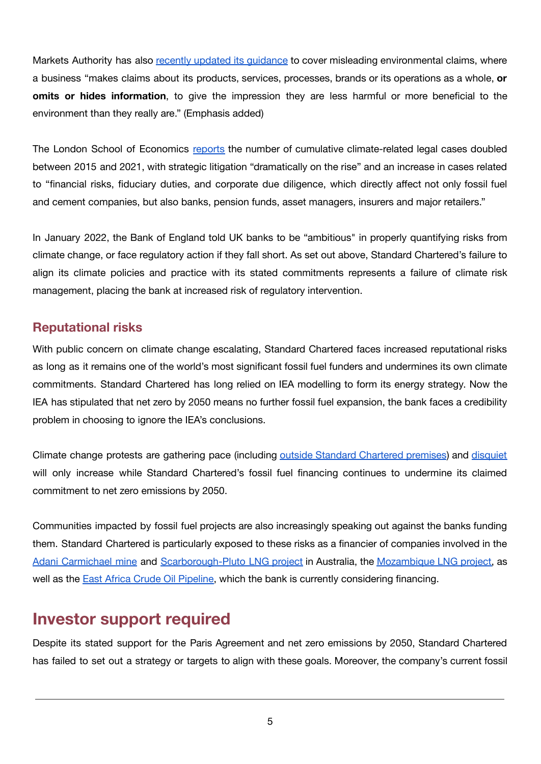Markets Authority has also recently updated its guidance to cover misleading environmental claims, where a business "makes claims about its products, services, processes, brands or its operations as a whole, **or omits or hides information**, to give the impression they are less harmful or more beneficial to the environment than they really are." (Emphasis added)

The London School of Economics reports the number of cumulative climate-related legal cases doubled between 2015 and 2021, with strategic litigation "dramatically on the rise" and an increase in cases related to "financial risks, fiduciary duties, and corporate due diligence, which directly affect not only fossil fuel and cement companies, but also banks, pension funds, asset managers, insurers and major retailers."

In January 2022, the Bank of England told UK banks to be "ambitious" in properly quantifying risks from climate change, or face regulatory action if they fall short. As set out above, Standard Chartered's failure to align its climate policies and practice with its stated commitments represents a failure of climate risk management, placing the bank at increased risk of regulatory intervention.

### Reputational risks

With public concern on climate change escalating, Standard Chartered faces increased reputational risks as long as it remains one of the world's most significant fossil fuel funders and undermines its own climate commitments. Standard Chartered has long relied on IEA modelling to form its energy strategy. Now the IEA has stipulated that net zero by 2050 means no further fossil fuel expansion, the bank faces a credibility problem in choosing to ignore the IEA's conclusions.

Climate change protests are gathering pace (including outside Standard Chartered premises) and disquiet will only increase while Standard Chartered's fossil fuel financing continues to undermine its claimed commitment to net zero emissions by 2050.

Communities impacted by fossil fuel projects are also increasingly speaking out against the banks funding them. Standard Chartered is particularly exposed to these risks as a financier of companies involved in the Adani Carmichael mine and Scarborough-Pluto LNG project in Australia, the Mozambique LNG project, as well as the East Africa Crude Oil Pipeline, which the bank is currently considering financing.

## Investor support required

Despite its stated support for the Paris Agreement and net zero emissions by 2050, Standard Chartered has failed to set out a strategy or targets to align with these goals. Moreover, the company's current fossil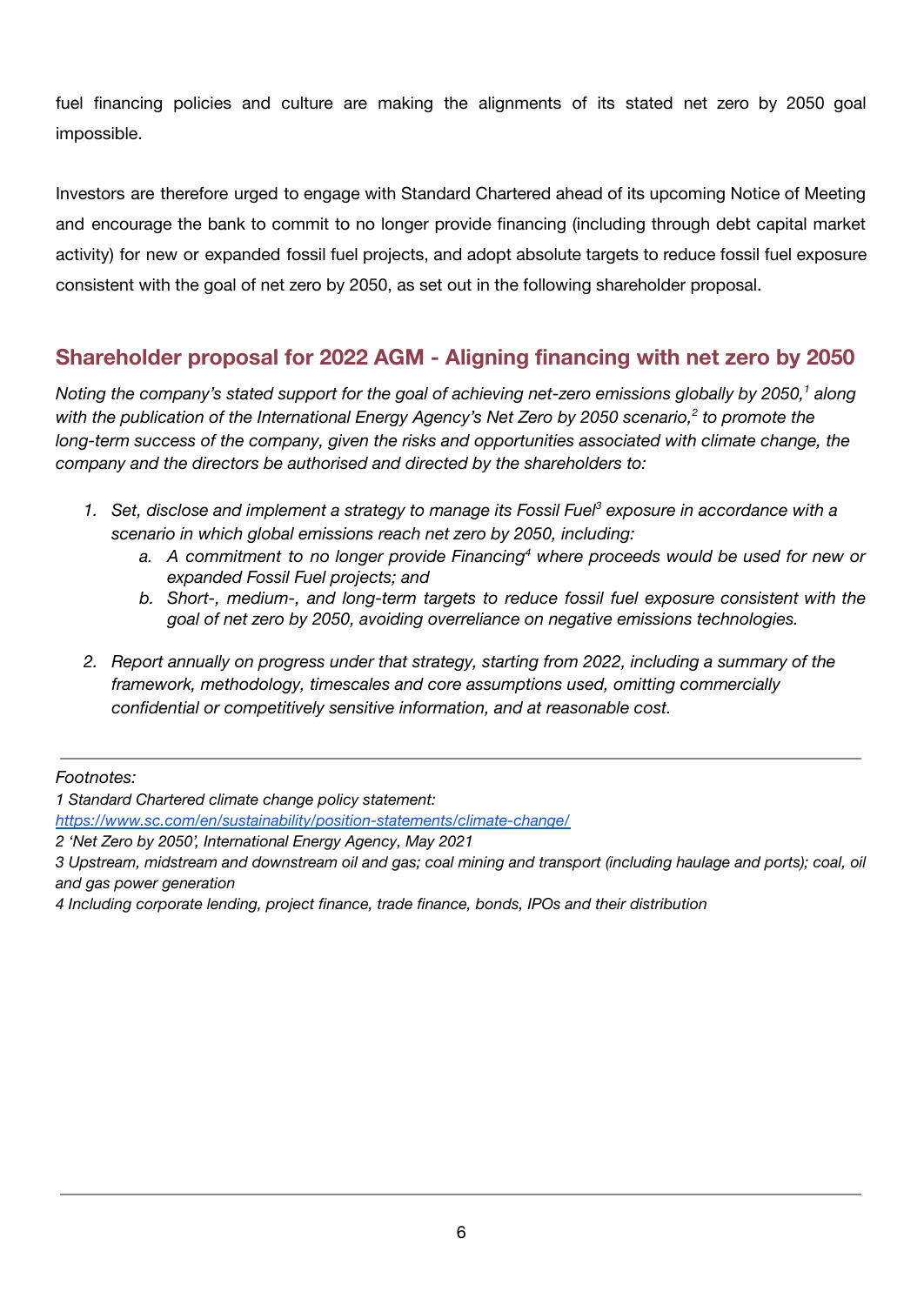fuel financing policies and culture are making the alignments of its stated net zero by 2050 goal impossible.

Investors are therefore urged to engage with Standard Chartered ahead of its upcoming Notice of Meeting and encourage the bank to commit to no longer provide financing (including through debt capital market activity) for new or expanded fossil fuel projects, and adopt absolute targets to reduce fossil fuel exposure consistent with the goal of net zero by 2050, as set out in the following shareholder proposal.

## Shareholder proposal for 2022 AGM - Aligning financing with net zero by 2050

*Noting the company's stated support for the goal of achieving net-zero emissions globally by 2050,[1] along with the publication of the International Energy Agency's Net Zero by 2050 scenario,[2] to promote the long-term success of the company, given the risks and opportunities associated with climate change, the company and the directors be authorised and directed by the shareholders to:*

1. *Set, disclose and implement a strategy to manage its Fossil Fuel[3] exposure in accordance with a scenario in which global emissions reach net zero by 2050, including:*
    a. *A commitment to no longer provide Financing[4] where proceeds would be used for new or expanded Fossil Fuel projects; and*
    b. *Short-, medium-, and long-term targets to reduce fossil fuel exposure consistent with the goal of net zero by 2050, avoiding overreliance on negative emissions technologies.*
2. *Report annually on progress under that strategy, starting from 2022, including a summary of the framework, methodology, timescales and core assumptions used, omitting commercially confidential or competitively sensitive information, and at reasonable cost.*

---

*Footnotes:*

*1 Standard Chartered climate change policy statement:*
*https://www.sc.com/en/sustainability/position-statements/climate-change/*

*2 'Net Zero by 2050', International Energy Agency, May 2021*

*3 Upstream, midstream and downstream oil and gas; coal mining and transport (including haulage and ports); coal, oil and gas power generation*

*4 Including corporate lending, project finance, trade finance, bonds, IPOs and their distribution*